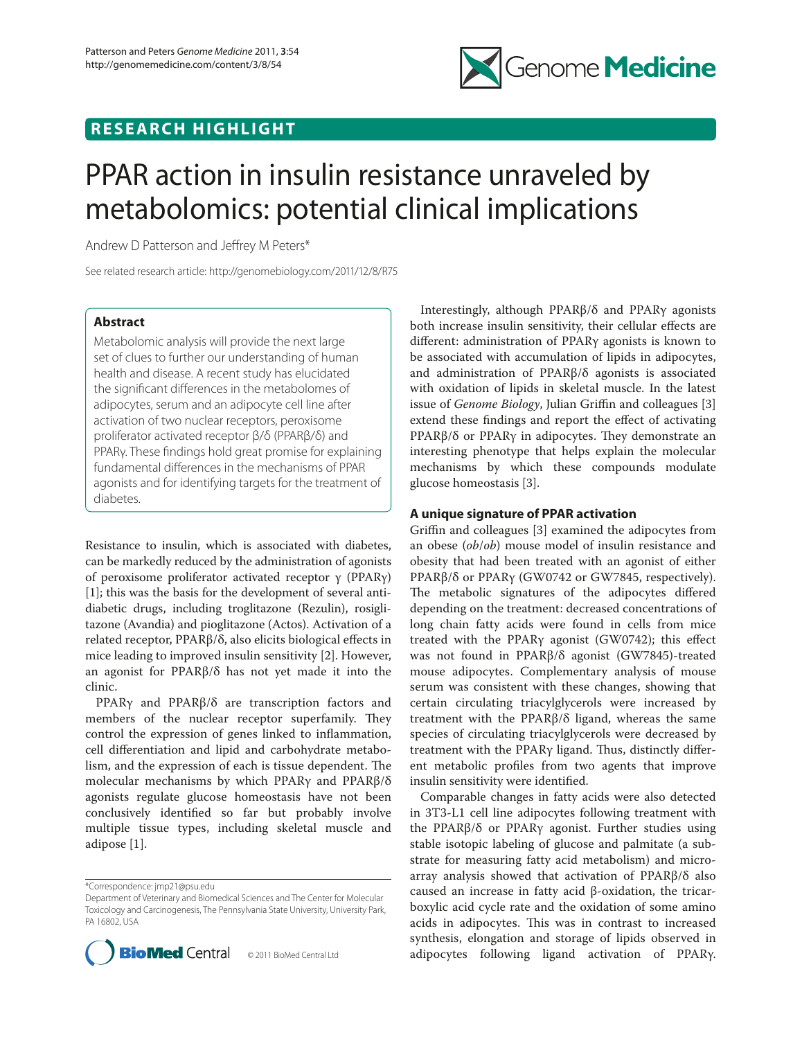**RESEARCH HIGHLIGHT**

# PPAR action in insulin resistance unraveled by metabolomics: potential clinical implications

Andrew D Patterson and Jeffrey M Peters*

See related research article: http://genomebiology.com/2011/12/8/R75

## Abstract

Metabolomic analysis will provide the next large set of clues to further our understanding of human health and disease. A recent study has elucidated the significant differences in the metabolomes of adipocytes, serum and an adipocyte cell line after activation of two nuclear receptors, peroxisome proliferator activated receptor β/δ (PPARβ/δ) and PPARγ. These findings hold great promise for explaining fundamental differences in the mechanisms of PPAR agonists and for identifying targets for the treatment of diabetes.

Resistance to insulin, which is associated with diabetes, can be markedly reduced by the administration of agonists of peroxisome proliferator activated receptor γ (PPARγ) [1]; this was the basis for the development of several antidiabetic drugs, including troglitazone (Rezulin), rosiglitazone (Avandia) and pioglitazone (Actos). Activation of a related receptor, PPARβ/δ, also elicits biological effects in mice leading to improved insulin sensitivity [2]. However, an agonist for PPARβ/δ has not yet made it into the clinic.

PPARγ and PPARβ/δ are transcription factors and members of the nuclear receptor superfamily. They control the expression of genes linked to inflammation, cell differentiation and lipid and carbohydrate metabolism, and the expression of each is tissue dependent. The molecular mechanisms by which PPARγ and PPARβ/δ agonists regulate glucose homeostasis have not been conclusively identified so far but probably involve multiple tissue types, including skeletal muscle and adipose [1].

*Correspondence: jmp21@psu.edu
Department of Veterinary and Biomedical Sciences and The Center for Molecular Toxicology and Carcinogenesis, The Pennsylvania State University, University Park, PA 16802, USA

© 2011 BioMed Central Ltd

Interestingly, although PPARβ/δ and PPARγ agonists both increase insulin sensitivity, their cellular effects are different: administration of PPARγ agonists is known to be associated with accumulation of lipids in adipocytes, and administration of PPARβ/δ agonists is associated with oxidation of lipids in skeletal muscle. In the latest issue of *Genome Biology*, Julian Griffin and colleagues [3] extend these findings and report the effect of activating PPARβ/δ or PPARγ in adipocytes. They demonstrate an interesting phenotype that helps explain the molecular mechanisms by which these compounds modulate glucose homeostasis [3].

### A unique signature of PPAR activation

Griffin and colleagues [3] examined the adipocytes from an obese (*ob*/*ob*) mouse model of insulin resistance and obesity that had been treated with an agonist of either PPARβ/δ or PPARγ (GW0742 or GW7845, respectively). The metabolic signatures of the adipocytes differed depending on the treatment: decreased concentrations of long chain fatty acids were found in cells from mice treated with the PPARγ agonist (GW0742); this effect was not found in PPARβ/δ agonist (GW7845)-treated mouse adipocytes. Complementary analysis of mouse serum was consistent with these changes, showing that certain circulating triacylglycerols were increased by treatment with the PPARβ/δ ligand, whereas the same species of circulating triacylglycerols were decreased by treatment with the PPARγ ligand. Thus, distinctly different metabolic profiles from two agents that improve insulin sensitivity were identified.

Comparable changes in fatty acids were also detected in 3T3-L1 cell line adipocytes following treatment with the PPARβ/δ or PPARγ agonist. Further studies using stable isotopic labeling of glucose and palmitate (a substrate for measuring fatty acid metabolism) and microarray analysis showed that activation of PPARβ/δ also caused an increase in fatty acid β-oxidation, the tricarboxylic acid cycle rate and the oxidation of some amino acids in adipocytes. This was in contrast to increased synthesis, elongation and storage of lipids observed in adipocytes following ligand activation of PPARγ.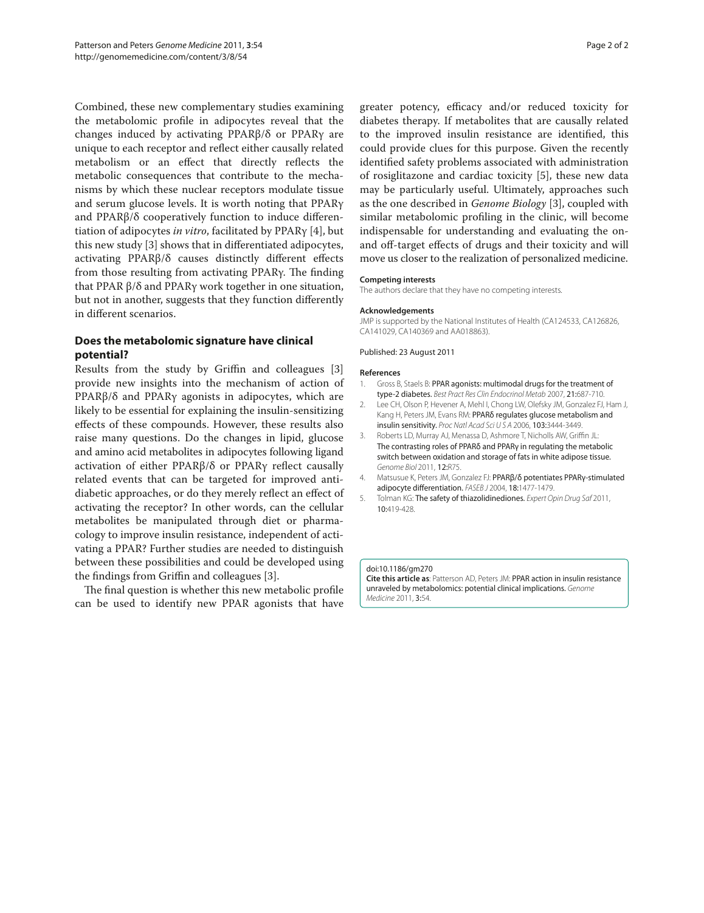Combined, these new complementary studies examining the metabolomic profile in adipocytes reveal that the changes induced by activating PPARβ/δ or PPARγ are unique to each receptor and reflect either causally related metabolism or an effect that directly reflects the metabolic consequences that contribute to the mechanisms by which these nuclear receptors modulate tissue and serum glucose levels. It is worth noting that PPARγ and PPARβ/δ cooperatively function to induce differentiation of adipocytes *in vitro*, facilitated by PPARγ [4], but this new study [3] shows that in differentiated adipocytes, activating PPARβ/δ causes distinctly different effects from those resulting from activating PPARγ. The finding that PPAR β/δ and PPARγ work together in one situation, but not in another, suggests that they function differently in different scenarios.

## Does the metabolomic signature have clinical potential?

Results from the study by Griffin and colleagues [3] provide new insights into the mechanism of action of PPARβ/δ and PPARγ agonists in adipocytes, which are likely to be essential for explaining the insulin-sensitizing effects of these compounds. However, these results also raise many questions. Do the changes in lipid, glucose and amino acid metabolites in adipocytes following ligand activation of either PPARβ/δ or PPARγ reflect causally related events that can be targeted for improved antidiabetic approaches, or do they merely reflect an effect of activating the receptor? In other words, can the cellular metabolites be manipulated through diet or pharmacology to improve insulin resistance, independent of activating a PPAR? Further studies are needed to distinguish between these possibilities and could be developed using the findings from Griffin and colleagues [3].

The final question is whether this new metabolic profile can be used to identify new PPAR agonists that have greater potency, efficacy and/or reduced toxicity for diabetes therapy. If metabolites that are causally related to the improved insulin resistance are identified, this could provide clues for this purpose. Given the recently identified safety problems associated with administration of rosiglitazone and cardiac toxicity [5], these new data may be particularly useful. Ultimately, approaches such as the one described in *Genome Biology* [3], coupled with similar metabolomic profiling in the clinic, will become indispensable for understanding and evaluating the on- and off-target effects of drugs and their toxicity and will move us closer to the realization of personalized medicine.

#### Competing interests

The authors declare that they have no competing interests.

#### Acknowledgements

JMP is supported by the National Institutes of Health (CA124533, CA126826, CA141029, CA140369 and AA018863).

Published: 23 August 2011

#### References

1. Gross B, Staels B: **PPAR agonists: multimodal drugs for the treatment of type-2 diabetes.** *Best Pract Res Clin Endocrinol Metab* 2007, **21:**687-710.
2. Lee CH, Olson P, Hevener A, Mehl I, Chong LW, Olefsky JM, Gonzalez FJ, Ham J, Kang H, Peters JM, Evans RM: **PPARδ regulates glucose metabolism and insulin sensitivity.** *Proc Natl Acad Sci U S A* 2006, **103:**3444-3449.
3. Roberts LD, Murray AJ, Menassa D, Ashmore T, Nicholls AW, Griffin JL: **The contrasting roles of PPARδ and PPARγ in regulating the metabolic switch between oxidation and storage of fats in white adipose tissue.** *Genome Biol* 2011, **12:**R75.
4. Matsusue K, Peters JM, Gonzalez FJ: **PPARβ/δ potentiates PPARγ-stimulated adipocyte differentiation.** *FASEB J* 2004, **18:**1477-1479.
5. Tolman KG: **The safety of thiazolidinediones.** *Expert Opin Drug Saf* 2011, **10:**419-428.

doi:10.1186/gm270

**Cite this article as**: Patterson AD, Peters JM: PPAR action in insulin resistance unraveled by metabolomics: potential clinical implications. *Genome Medicine* 2011, **3:**54.